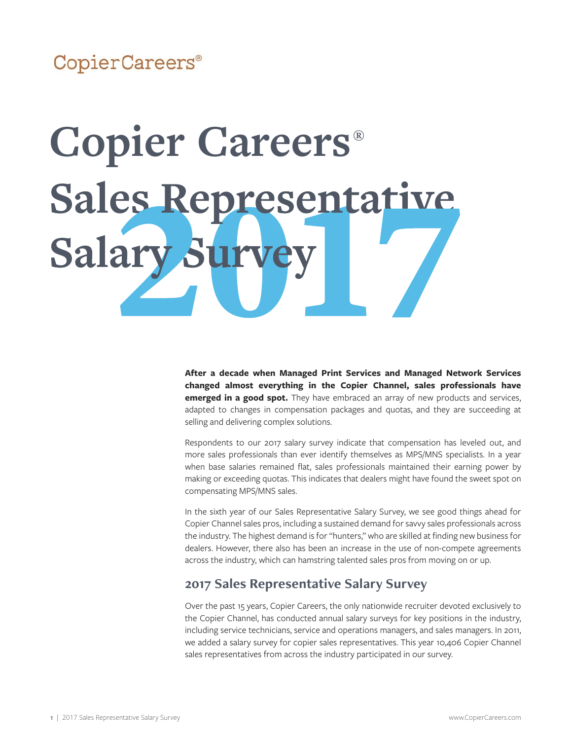CopierCareers®

# Copier Careers® Sales Representative Salary Survey 2017

**After a decade when Managed Print Services and Managed Network Services changed almost everything in the Copier Channel, sales professionals have emerged in a good spot.** They have embraced an array of new products and services, adapted to changes in compensation packages and quotas, and they are succeeding at selling and delivering complex solutions.

Respondents to our 2017 salary survey indicate that compensation has leveled out, and more sales professionals than ever identify themselves as MPS/MNS specialists. In a year when base salaries remained flat, sales professionals maintained their earning power by making or exceeding quotas. This indicates that dealers might have found the sweet spot on compensating MPS/MNS sales.

In the sixth year of our Sales Representative Salary Survey, we see good things ahead for Copier Channel sales pros, including a sustained demand for savvy sales professionals across the industry. The highest demand is for "hunters," who are skilled at finding new business for dealers. However, there also has been an increase in the use of non-compete agreements across the industry, which can hamstring talented sales pros from moving on or up.

## 2017 Sales Representative Salary Survey

Over the past 15 years, Copier Careers, the only nationwide recruiter devoted exclusively to the Copier Channel, has conducted annual salary surveys for key positions in the industry, including service technicians, service and operations managers, and sales managers. In 2011, we added a salary survey for copier sales representatives. This year 10,406 Copier Channel sales representatives from across the industry participated in our survey.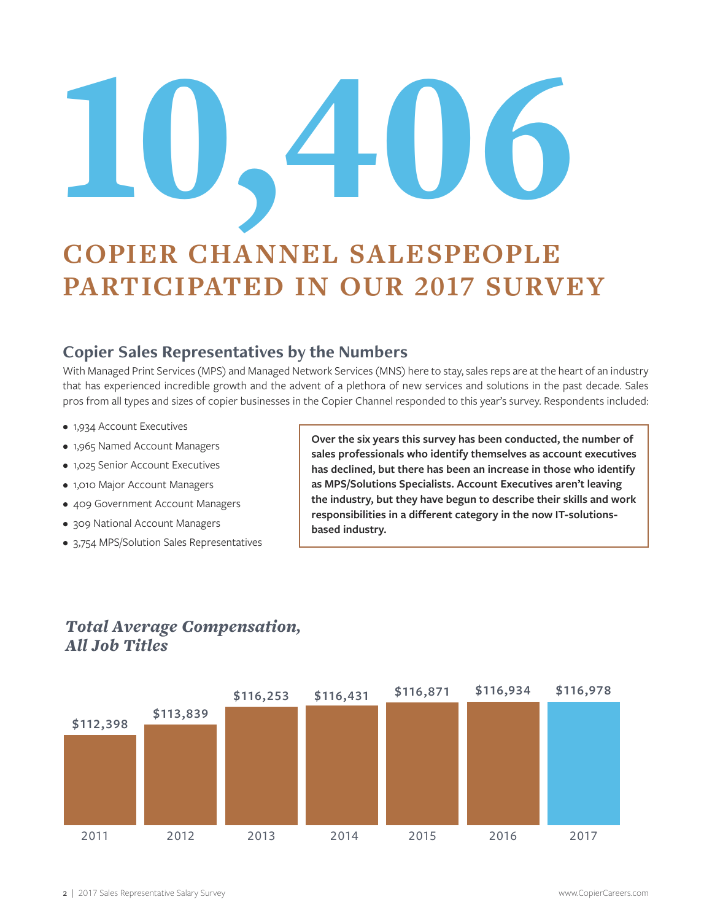# 10,406

## COPIER CHANNEL SALESPEOPLE PARTICIPATED IN OUR 2017 SURVEY

### Copier Sales Representatives by the Numbers

With Managed Print Services (MPS) and Managed Network Services (MNS) here to stay, sales reps are at the heart of an industry that has experienced incredible growth and the advent of a plethora of new services and solutions in the past decade. Sales pros from all types and sizes of copier businesses in the Copier Channel responded to this year's survey. Respondents included:

- 1,934 Account Executives
- 1,965 Named Account Managers
- 1,025 Senior Account Executives
- 1,010 Major Account Managers
- 409 Government Account Managers
- 309 National Account Managers
- 3,754 MPS/Solution Sales Representatives

**Over the six years this survey has been conducted, the number of sales professionals who identify themselves as account executives has declined, but there has been an increase in those who identify as MPS/Solutions Specialists. Account Executives aren't leaving the industry, but they have begun to describe their skills and work responsibilities in a different category in the now IT-solutions-based industry.**

### *Total Average Compensation, All Job Titles*

| Year | Total Average Compensation |
|---|---|
| 2011 | $112,398 |
| 2012 | $113,839 |
| 2013 | $116,253 |
| 2014 | $116,431 |
| 2015 | $116,871 |
| 2016 | $116,934 |
| 2017 | $116,978 |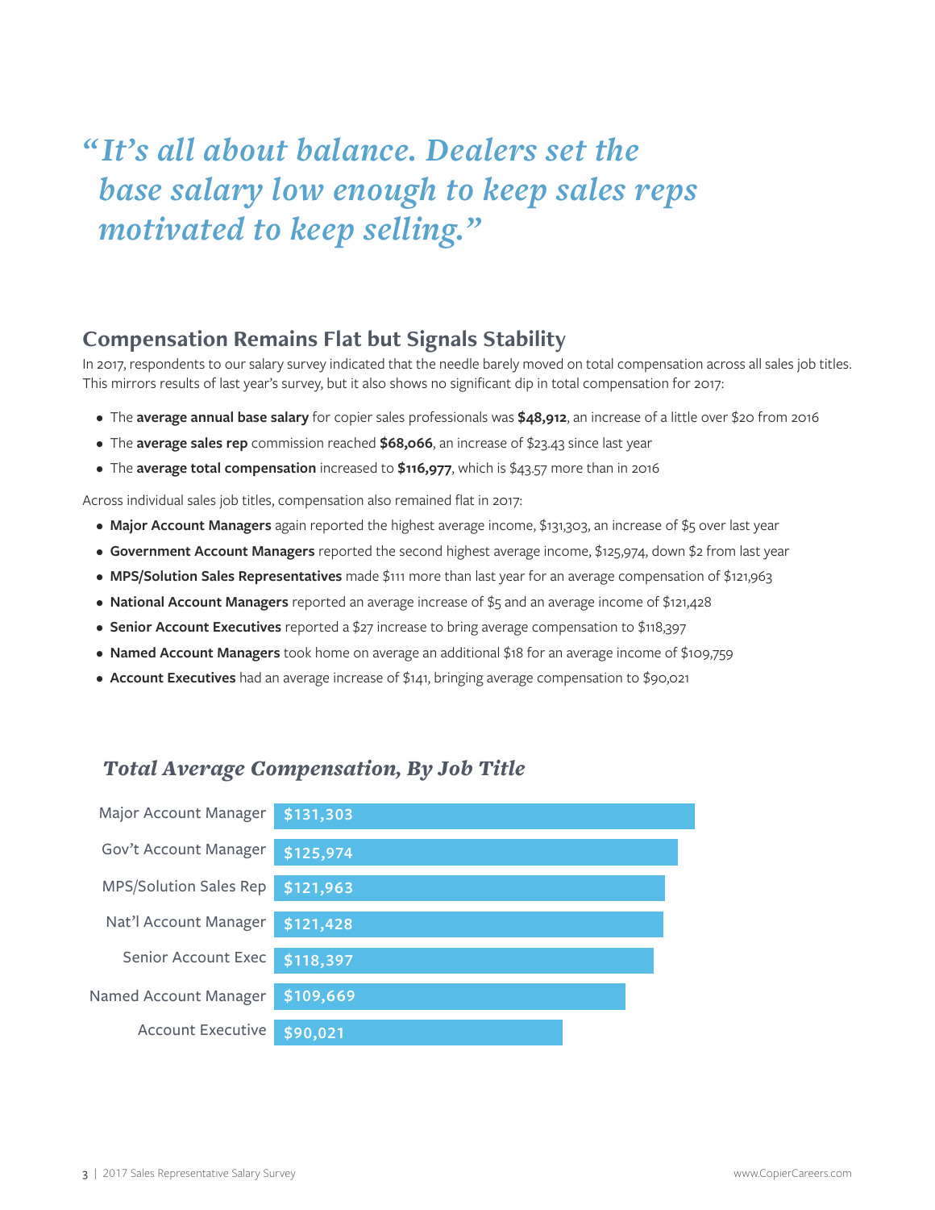*"It's all about balance. Dealers set the base salary low enough to keep sales reps motivated to keep selling."*

## Compensation Remains Flat but Signals Stability

In 2017, respondents to our salary survey indicated that the needle barely moved on total compensation across all sales job titles. This mirrors results of last year's survey, but it also shows no significant dip in total compensation for 2017:

- The **average annual base salary** for copier sales professionals was **$48,912**, an increase of a little over $20 from 2016
- The **average sales rep** commission reached **$68,066**, an increase of $23.43 since last year
- The **average total compensation** increased to **$116,977**, which is $43.57 more than in 2016

Across individual sales job titles, compensation also remained flat in 2017:

- **Major Account Managers** again reported the highest average income, $131,303, an increase of $5 over last year
- **Government Account Managers** reported the second highest average income, $125,974, down $2 from last year
- **MPS/Solution Sales Representatives** made $111 more than last year for an average compensation of $121,963
- **National Account Managers** reported an average increase of $5 and an average income of $121,428
- **Senior Account Executives** reported a $27 increase to bring average compensation to $118,397
- **Named Account Managers** took home on average an additional $18 for an average income of $109,759
- **Account Executives** had an average increase of $141, bringing average compensation to $90,021

### *Total Average Compensation, By Job Title*

| Job Title | Total Average Compensation |
|---|---|
| Major Account Manager | $131,303 |
| Gov't Account Manager | $125,974 |
| MPS/Solution Sales Rep | $121,963 |
| Nat'l Account Manager | $121,428 |
| Senior Account Exec | $118,397 |
| Named Account Manager | $109,669 |
| Account Executive | $90,021 |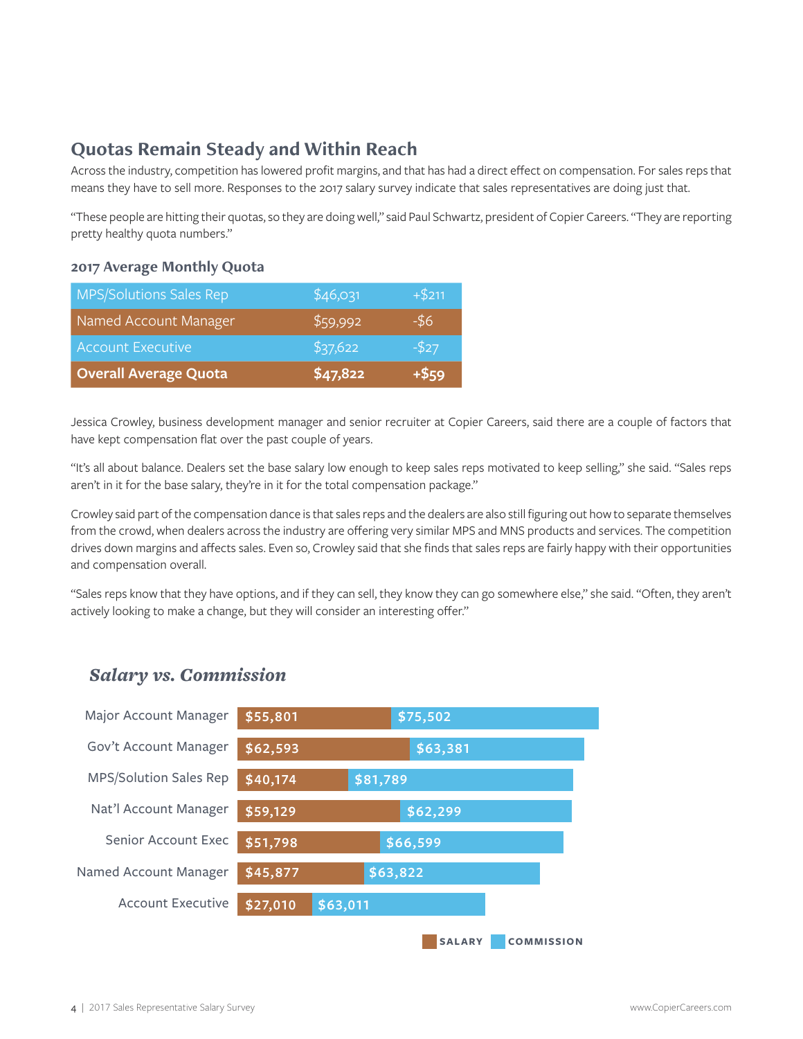## Quotas Remain Steady and Within Reach

Across the industry, competition has lowered profit margins, and that has had a direct effect on compensation. For sales reps that means they have to sell more. Responses to the 2017 salary survey indicate that sales representatives are doing just that.

"These people are hitting their quotas, so they are doing well," said Paul Schwartz, president of Copier Careers. "They are reporting pretty healthy quota numbers."

### 2017 Average Monthly Quota

| | | |
|---|---|---|
| MPS/Solutions Sales Rep | $46,031 | +$211 |
| Named Account Manager | $59,992 | -$6 |
| Account Executive | $37,622 | -$27 |
| **Overall Average Quota** | **$47,822** | **+$59** |

Jessica Crowley, business development manager and senior recruiter at Copier Careers, said there are a couple of factors that have kept compensation flat over the past couple of years.

"It's all about balance. Dealers set the base salary low enough to keep sales reps motivated to keep selling," she said. "Sales reps aren't in it for the base salary, they're in it for the total compensation package."

Crowley said part of the compensation dance is that sales reps and the dealers are also still figuring out how to separate themselves from the crowd, when dealers across the industry are offering very similar MPS and MNS products and services. The competition drives down margins and affects sales. Even so, Crowley said that she finds that sales reps are fairly happy with their opportunities and compensation overall.

"Sales reps know that they have options, and if they can sell, they know they can go somewhere else," she said. "Often, they aren't actively looking to make a change, but they will consider an interesting offer."

### *Salary vs. Commission*

| | Salary | Commission |
|---|---|---|
| Major Account Manager | $55,801 | $75,502 |
| Gov't Account Manager | $62,593 | $63,381 |
| MPS/Solution Sales Rep | $40,174 | $81,789 |
| Nat'l Account Manager | $59,129 | $62,299 |
| Senior Account Exec | $51,798 | $66,599 |
| Named Account Manager | $45,877 | $63,822 |
| Account Executive | $27,010 | $63,011 |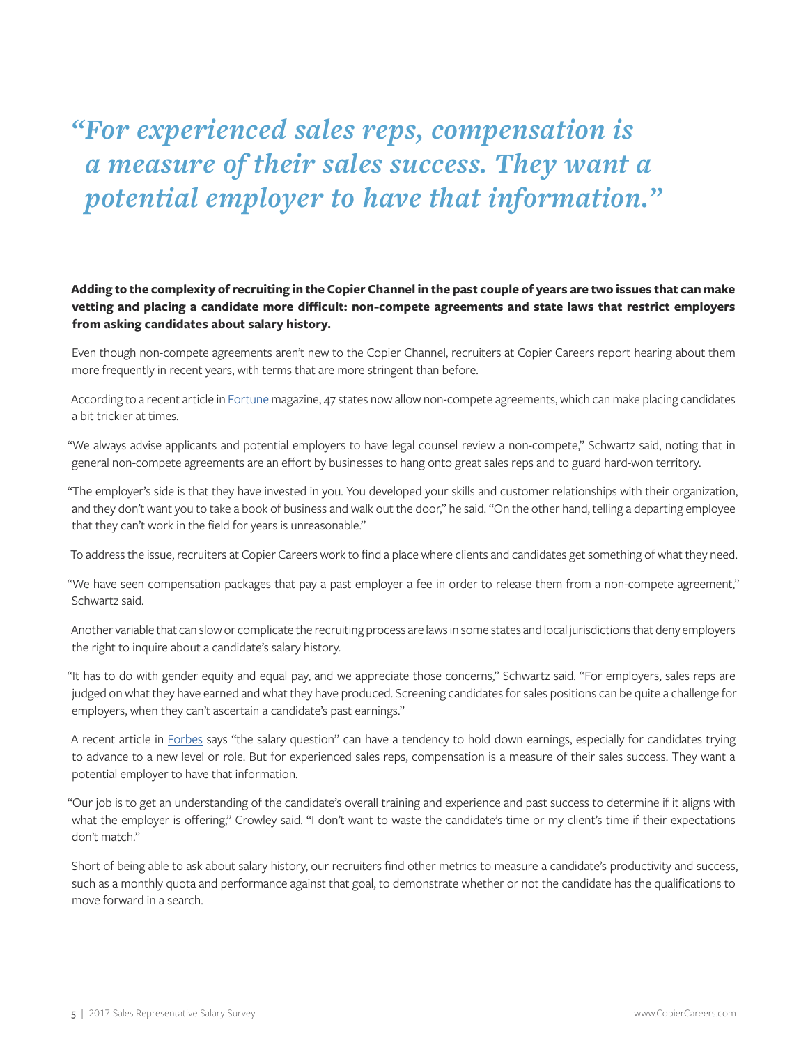*"For experienced sales reps, compensation is a measure of their sales success. They want a potential employer to have that information."*

**Adding to the complexity of recruiting in the Copier Channel in the past couple of years are two issues that can make vetting and placing a candidate more difficult: non-compete agreements and state laws that restrict employers from asking candidates about salary history.**

Even though non-compete agreements aren't new to the Copier Channel, recruiters at Copier Careers report hearing about them more frequently in recent years, with terms that are more stringent than before.

According to a recent article in [Fortune] magazine, 47 states now allow non-compete agreements, which can make placing candidates a bit trickier at times.

"We always advise applicants and potential employers to have legal counsel review a non-compete," Schwartz said, noting that in general non-compete agreements are an effort by businesses to hang onto great sales reps and to guard hard-won territory.

"The employer's side is that they have invested in you. You developed your skills and customer relationships with their organization, and they don't want you to take a book of business and walk out the door," he said. "On the other hand, telling a departing employee that they can't work in the field for years is unreasonable."

To address the issue, recruiters at Copier Careers work to find a place where clients and candidates get something of what they need.

"We have seen compensation packages that pay a past employer a fee in order to release them from a non-compete agreement," Schwartz said.

Another variable that can slow or complicate the recruiting process are laws in some states and local jurisdictions that deny employers the right to inquire about a candidate's salary history.

"It has to do with gender equity and equal pay, and we appreciate those concerns," Schwartz said. "For employers, sales reps are judged on what they have earned and what they have produced. Screening candidates for sales positions can be quite a challenge for employers, when they can't ascertain a candidate's past earnings."

A recent article in [Forbes] says "the salary question" can have a tendency to hold down earnings, especially for candidates trying to advance to a new level or role. But for experienced sales reps, compensation is a measure of their sales success. They want a potential employer to have that information.

"Our job is to get an understanding of the candidate's overall training and experience and past success to determine if it aligns with what the employer is offering," Crowley said. "I don't want to waste the candidate's time or my client's time if their expectations don't match."

Short of being able to ask about salary history, our recruiters find other metrics to measure a candidate's productivity and success, such as a monthly quota and performance against that goal, to demonstrate whether or not the candidate has the qualifications to move forward in a search.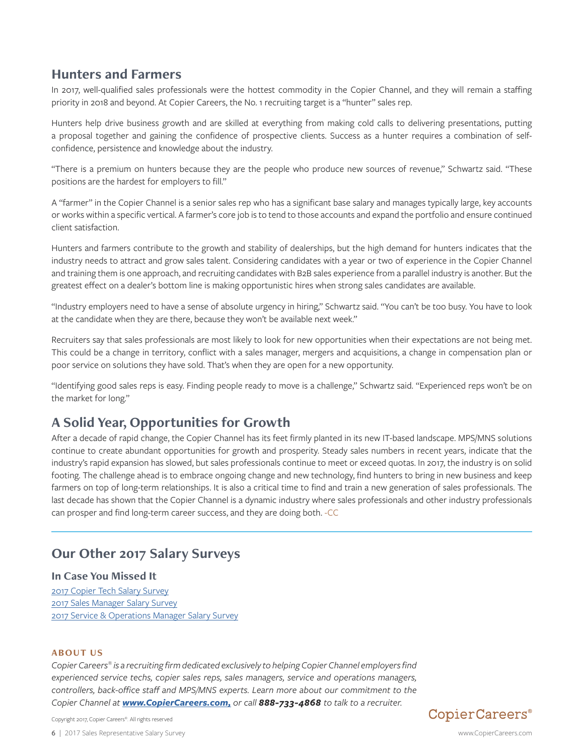## Hunters and Farmers

In 2017, well-qualified sales professionals were the hottest commodity in the Copier Channel, and they will remain a staffing priority in 2018 and beyond. At Copier Careers, the No. 1 recruiting target is a "hunter" sales rep.

Hunters help drive business growth and are skilled at everything from making cold calls to delivering presentations, putting a proposal together and gaining the confidence of prospective clients. Success as a hunter requires a combination of self-confidence, persistence and knowledge about the industry.

"There is a premium on hunters because they are the people who produce new sources of revenue," Schwartz said. "These positions are the hardest for employers to fill."

A "farmer" in the Copier Channel is a senior sales rep who has a significant base salary and manages typically large, key accounts or works within a specific vertical. A farmer's core job is to tend to those accounts and expand the portfolio and ensure continued client satisfaction.

Hunters and farmers contribute to the growth and stability of dealerships, but the high demand for hunters indicates that the industry needs to attract and grow sales talent. Considering candidates with a year or two of experience in the Copier Channel and training them is one approach, and recruiting candidates with B2B sales experience from a parallel industry is another. But the greatest effect on a dealer's bottom line is making opportunistic hires when strong sales candidates are available.

"Industry employers need to have a sense of absolute urgency in hiring," Schwartz said. "You can't be too busy. You have to look at the candidate when they are there, because they won't be available next week."

Recruiters say that sales professionals are most likely to look for new opportunities when their expectations are not being met. This could be a change in territory, conflict with a sales manager, mergers and acquisitions, a change in compensation plan or poor service on solutions they have sold. That's when they are open for a new opportunity.

"Identifying good sales reps is easy. Finding people ready to move is a challenge," Schwartz said. "Experienced reps won't be on the market for long."

## A Solid Year, Opportunities for Growth

After a decade of rapid change, the Copier Channel has its feet firmly planted in its new IT-based landscape. MPS/MNS solutions continue to create abundant opportunities for growth and prosperity. Steady sales numbers in recent years, indicate that the industry's rapid expansion has slowed, but sales professionals continue to meet or exceed quotas. In 2017, the industry is on solid footing. The challenge ahead is to embrace ongoing change and new technology, find hunters to bring in new business and keep farmers on top of long-term relationships. It is also a critical time to find and train a new generation of sales professionals. The last decade has shown that the Copier Channel is a dynamic industry where sales professionals and other industry professionals can prosper and find long-term career success, and they are doing both. -CC

---

## Our Other 2017 Salary Surveys

### In Case You Missed It

2017 Copier Tech Salary Survey
2017 Sales Manager Salary Survey
2017 Service & Operations Manager Salary Survey

**ABOUT US**

*Copier Careers® is a recruiting firm dedicated exclusively to helping Copier Channel employers find experienced service techs, copier sales reps, sales managers, service and operations managers, controllers, back-office staff and MPS/MNS experts. Learn more about our commitment to the Copier Channel at* ***www.CopierCareers.com,*** *or call* ***888-733-4868*** *to talk to a recruiter.*

Copyright 2017, Copier Careers®. All rights reserved

CopierCareers®